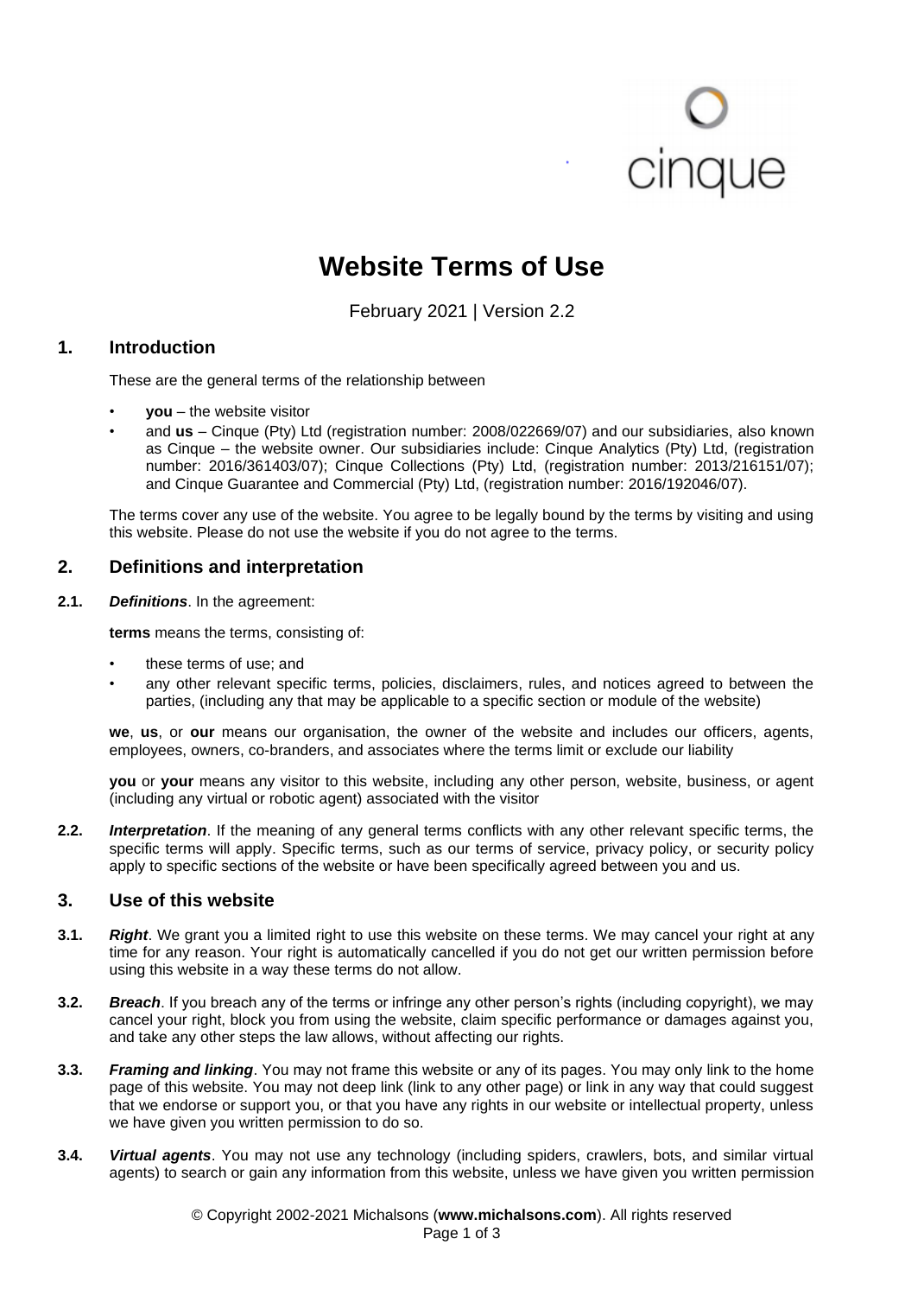# Website Terms of Use

February 2021 | Version 2.2

## 1. Introduction

These are the general terms of the relationship between

- **you** – the website visitor
- and **us** – Cinque (Pty) Ltd (registration number: 2008/022669/07) and our subsidiaries, also known as Cinque – the website owner. Our subsidiaries include: Cinque Analytics (Pty) Ltd, (registration number: 2016/361403/07); Cinque Collections (Pty) Ltd, (registration number: 2013/216151/07); and Cinque Guarantee and Commercial (Pty) Ltd, (registration number: 2016/192046/07).

The terms cover any use of the website. You agree to be legally bound by the terms by visiting and using this website. Please do not use the website if you do not agree to the terms.

## 2. Definitions and interpretation

**2.1.** ***Definitions***. In the agreement:

**terms** means the terms, consisting of:

- these terms of use; and
- any other relevant specific terms, policies, disclaimers, rules, and notices agreed to between the parties, (including any that may be applicable to a specific section or module of the website)

**we**, **us**, or **our** means our organisation, the owner of the website and includes our officers, agents, employees, owners, co-branders, and associates where the terms limit or exclude our liability

**you** or **your** means any visitor to this website, including any other person, website, business, or agent (including any virtual or robotic agent) associated with the visitor

**2.2.** ***Interpretation***. If the meaning of any general terms conflicts with any other relevant specific terms, the specific terms will apply. Specific terms, such as our terms of service, privacy policy, or security policy apply to specific sections of the website or have been specifically agreed between you and us.

## 3. Use of this website

**3.1.** ***Right***. We grant you a limited right to use this website on these terms. We may cancel your right at any time for any reason. Your right is automatically cancelled if you do not get our written permission before using this website in a way these terms do not allow.

**3.2.** ***Breach***. If you breach any of the terms or infringe any other person's rights (including copyright), we may cancel your right, block you from using the website, claim specific performance or damages against you, and take any other steps the law allows, without affecting our rights.

**3.3.** ***Framing and linking***. You may not frame this website or any of its pages. You may only link to the home page of this website. You may not deep link (link to any other page) or link in any way that could suggest that we endorse or support you, or that you have any rights in our website or intellectual property, unless we have given you written permission to do so.

**3.4.** ***Virtual agents***. You may not use any technology (including spiders, crawlers, bots, and similar virtual agents) to search or gain any information from this website, unless we have given you written permission

© Copyright 2002-2021 Michalsons (**www.michalsons.com**). All rights reserved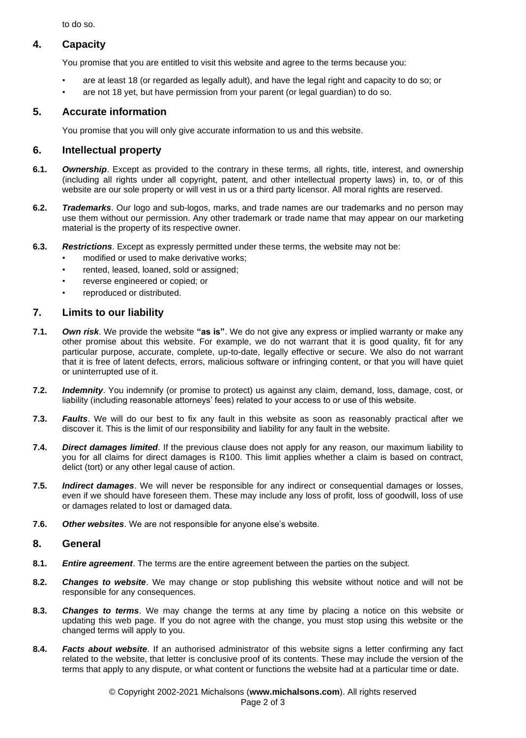to do so.

## 4. Capacity

You promise that you are entitled to visit this website and agree to the terms because you:

- are at least 18 (or regarded as legally adult), and have the legal right and capacity to do so; or
- are not 18 yet, but have permission from your parent (or legal guardian) to do so.

## 5. Accurate information

You promise that you will only give accurate information to us and this website.

## 6. Intellectual property

**6.1.** ***Ownership***. Except as provided to the contrary in these terms, all rights, title, interest, and ownership (including all rights under all copyright, patent, and other intellectual property laws) in, to, or of this website are our sole property or will vest in us or a third party licensor. All moral rights are reserved.

**6.2.** ***Trademarks***. Our logo and sub-logos, marks, and trade names are our trademarks and no person may use them without our permission. Any other trademark or trade name that may appear on our marketing material is the property of its respective owner.

**6.3.** ***Restrictions***. Except as expressly permitted under these terms, the website may not be:

- modified or used to make derivative works;
- rented, leased, loaned, sold or assigned;
- reverse engineered or copied; or
- reproduced or distributed.

## 7. Limits to our liability

**7.1.** ***Own risk***. We provide the website **"as is"**. We do not give any express or implied warranty or make any other promise about this website. For example, we do not warrant that it is good quality, fit for any particular purpose, accurate, complete, up-to-date, legally effective or secure. We also do not warrant that it is free of latent defects, errors, malicious software or infringing content, or that you will have quiet or uninterrupted use of it.

**7.2.** ***Indemnity***. You indemnify (or promise to protect) us against any claim, demand, loss, damage, cost, or liability (including reasonable attorneys' fees) related to your access to or use of this website.

**7.3.** ***Faults***. We will do our best to fix any fault in this website as soon as reasonably practical after we discover it. This is the limit of our responsibility and liability for any fault in the website.

**7.4.** ***Direct damages limited***. If the previous clause does not apply for any reason, our maximum liability to you for all claims for direct damages is R100. This limit applies whether a claim is based on contract, delict (tort) or any other legal cause of action.

**7.5.** ***Indirect damages***. We will never be responsible for any indirect or consequential damages or losses, even if we should have foreseen them. These may include any loss of profit, loss of goodwill, loss of use or damages related to lost or damaged data.

**7.6.** ***Other websites***. We are not responsible for anyone else's website.

## 8. General

**8.1.** ***Entire agreement***. The terms are the entire agreement between the parties on the subject.

**8.2.** ***Changes to website***. We may change or stop publishing this website without notice and will not be responsible for any consequences.

**8.3.** ***Changes to terms***. We may change the terms at any time by placing a notice on this website or updating this web page. If you do not agree with the change, you must stop using this website or the changed terms will apply to you.

**8.4.** ***Facts about website***. If an authorised administrator of this website signs a letter confirming any fact related to the website, that letter is conclusive proof of its contents. These may include the version of the terms that apply to any dispute, or what content or functions the website had at a particular time or date.

© Copyright 2002-2021 Michalsons (**www.michalsons.com**). All rights reserved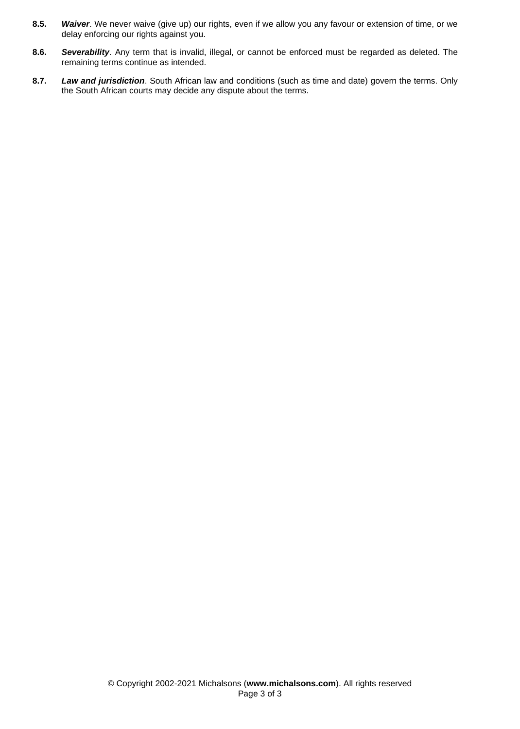**8.5.** ***Waiver***. We never waive (give up) our rights, even if we allow you any favour or extension of time, or we delay enforcing our rights against you.

**8.6.** ***Severability***. Any term that is invalid, illegal, or cannot be enforced must be regarded as deleted. The remaining terms continue as intended.

**8.7.** ***Law and jurisdiction***. South African law and conditions (such as time and date) govern the terms. Only the South African courts may decide any dispute about the terms.